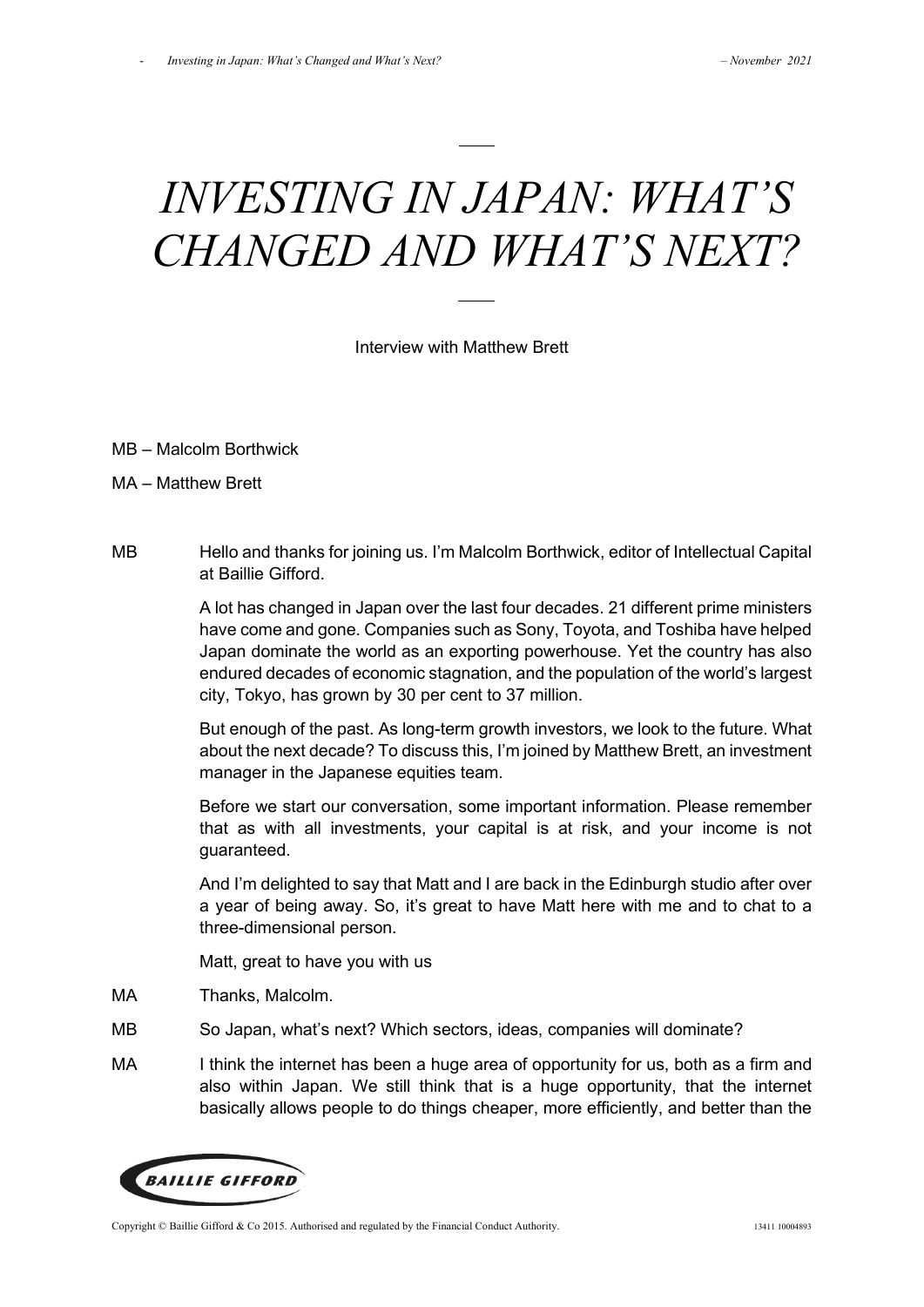# INVESTING IN JAPAN: WHAT'S CHANGED AND WHAT'S NEXT?

Interview with Matthew Brett

MB – Malcolm Borthwick

MA – Matthew Brett

MB Hello and thanks for joining us. I'm Malcolm Borthwick, editor of Intellectual Capital at Baillie Gifford.

A lot has changed in Japan over the last four decades. 21 different prime ministers have come and gone. Companies such as Sony, Toyota, and Toshiba have helped Japan dominate the world as an exporting powerhouse. Yet the country has also endured decades of economic stagnation, and the population of the world's largest city, Tokyo, has grown by 30 per cent to 37 million.

But enough of the past. As long-term growth investors, we look to the future. What about the next decade? To discuss this, I'm joined by Matthew Brett, an investment manager in the Japanese equities team.

Before we start our conversation, some important information. Please remember that as with all investments, your capital is at risk, and your income is not guaranteed.

And I'm delighted to say that Matt and I are back in the Edinburgh studio after over a year of being away. So, it's great to have Matt here with me and to chat to a three-dimensional person.

Matt, great to have you with us

MA Thanks, Malcolm.

MB So Japan, what's next? Which sectors, ideas, companies will dominate?

MA I think the internet has been a huge area of opportunity for us, both as a firm and also within Japan. We still think that is a huge opportunity, that the internet basically allows people to do things cheaper, more efficiently, and better than the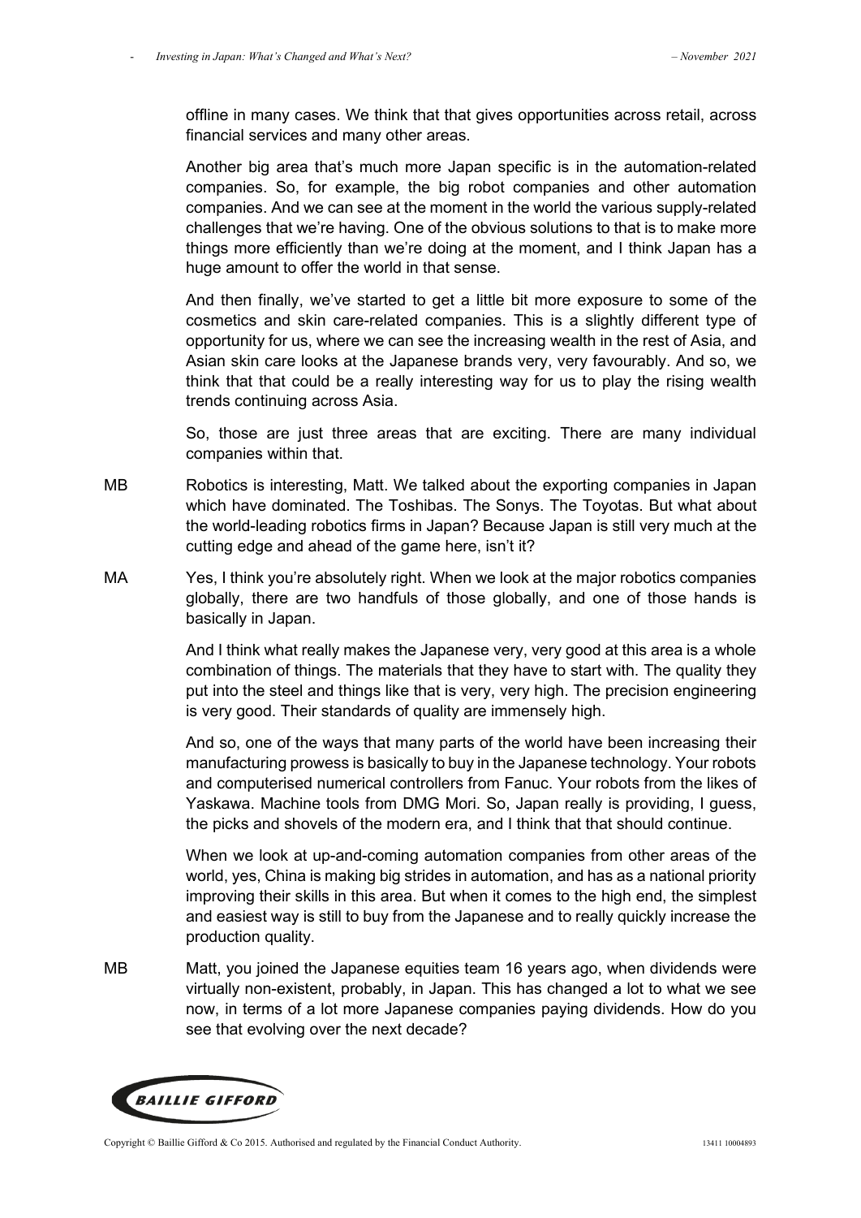offline in many cases. We think that that gives opportunities across retail, across financial services and many other areas.

Another big area that's much more Japan specific is in the automation-related companies. So, for example, the big robot companies and other automation companies. And we can see at the moment in the world the various supply-related challenges that we're having. One of the obvious solutions to that is to make more things more efficiently than we're doing at the moment, and I think Japan has a huge amount to offer the world in that sense.

And then finally, we've started to get a little bit more exposure to some of the cosmetics and skin care-related companies. This is a slightly different type of opportunity for us, where we can see the increasing wealth in the rest of Asia, and Asian skin care looks at the Japanese brands very, very favourably. And so, we think that that could be a really interesting way for us to play the rising wealth trends continuing across Asia.

So, those are just three areas that are exciting. There are many individual companies within that.

MB Robotics is interesting, Matt. We talked about the exporting companies in Japan which have dominated. The Toshibas. The Sonys. The Toyotas. But what about the world-leading robotics firms in Japan? Because Japan is still very much at the cutting edge and ahead of the game here, isn't it?

MA Yes, I think you're absolutely right. When we look at the major robotics companies globally, there are two handfuls of those globally, and one of those hands is basically in Japan.

And I think what really makes the Japanese very, very good at this area is a whole combination of things. The materials that they have to start with. The quality they put into the steel and things like that is very, very high. The precision engineering is very good. Their standards of quality are immensely high.

And so, one of the ways that many parts of the world have been increasing their manufacturing prowess is basically to buy in the Japanese technology. Your robots and computerised numerical controllers from Fanuc. Your robots from the likes of Yaskawa. Machine tools from DMG Mori. So, Japan really is providing, I guess, the picks and shovels of the modern era, and I think that that should continue.

When we look at up-and-coming automation companies from other areas of the world, yes, China is making big strides in automation, and has as a national priority improving their skills in this area. But when it comes to the high end, the simplest and easiest way is still to buy from the Japanese and to really quickly increase the production quality.

MB Matt, you joined the Japanese equities team 16 years ago, when dividends were virtually non-existent, probably, in Japan. This has changed a lot to what we see now, in terms of a lot more Japanese companies paying dividends. How do you see that evolving over the next decade?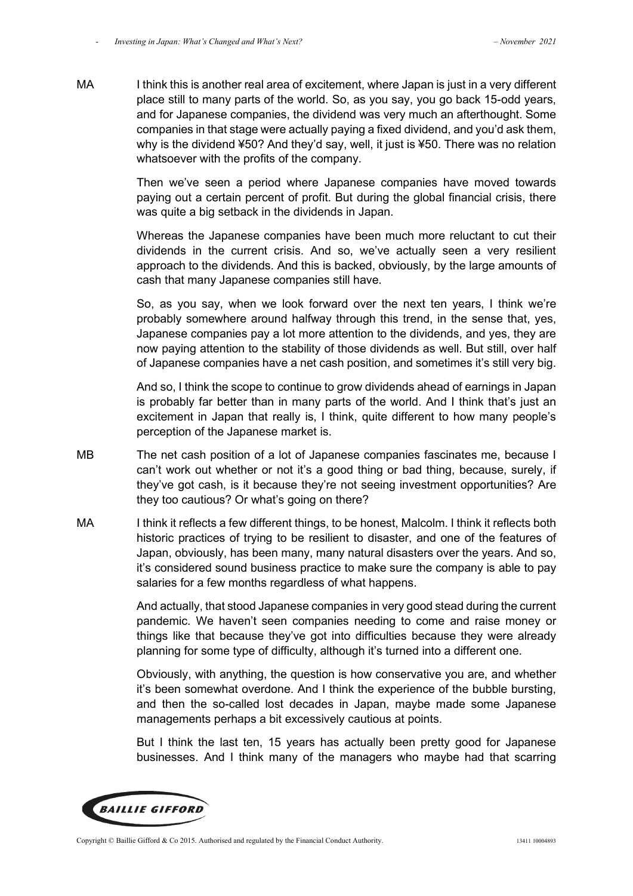MA I think this is another real area of excitement, where Japan is just in a very different place still to many parts of the world. So, as you say, you go back 15-odd years, and for Japanese companies, the dividend was very much an afterthought. Some companies in that stage were actually paying a fixed dividend, and you'd ask them, why is the dividend ¥50? And they'd say, well, it just is ¥50. There was no relation whatsoever with the profits of the company.

Then we've seen a period where Japanese companies have moved towards paying out a certain percent of profit. But during the global financial crisis, there was quite a big setback in the dividends in Japan.

Whereas the Japanese companies have been much more reluctant to cut their dividends in the current crisis. And so, we've actually seen a very resilient approach to the dividends. And this is backed, obviously, by the large amounts of cash that many Japanese companies still have.

So, as you say, when we look forward over the next ten years, I think we're probably somewhere around halfway through this trend, in the sense that, yes, Japanese companies pay a lot more attention to the dividends, and yes, they are now paying attention to the stability of those dividends as well. But still, over half of Japanese companies have a net cash position, and sometimes it's still very big.

And so, I think the scope to continue to grow dividends ahead of earnings in Japan is probably far better than in many parts of the world. And I think that's just an excitement in Japan that really is, I think, quite different to how many people's perception of the Japanese market is.

MB The net cash position of a lot of Japanese companies fascinates me, because I can't work out whether or not it's a good thing or bad thing, because, surely, if they've got cash, is it because they're not seeing investment opportunities? Are they too cautious? Or what's going on there?

MA I think it reflects a few different things, to be honest, Malcolm. I think it reflects both historic practices of trying to be resilient to disaster, and one of the features of Japan, obviously, has been many, many natural disasters over the years. And so, it's considered sound business practice to make sure the company is able to pay salaries for a few months regardless of what happens.

And actually, that stood Japanese companies in very good stead during the current pandemic. We haven't seen companies needing to come and raise money or things like that because they've got into difficulties because they were already planning for some type of difficulty, although it's turned into a different one.

Obviously, with anything, the question is how conservative you are, and whether it's been somewhat overdone. And I think the experience of the bubble bursting, and then the so-called lost decades in Japan, maybe made some Japanese managements perhaps a bit excessively cautious at points.

But I think the last ten, 15 years has actually been pretty good for Japanese businesses. And I think many of the managers who maybe had that scarring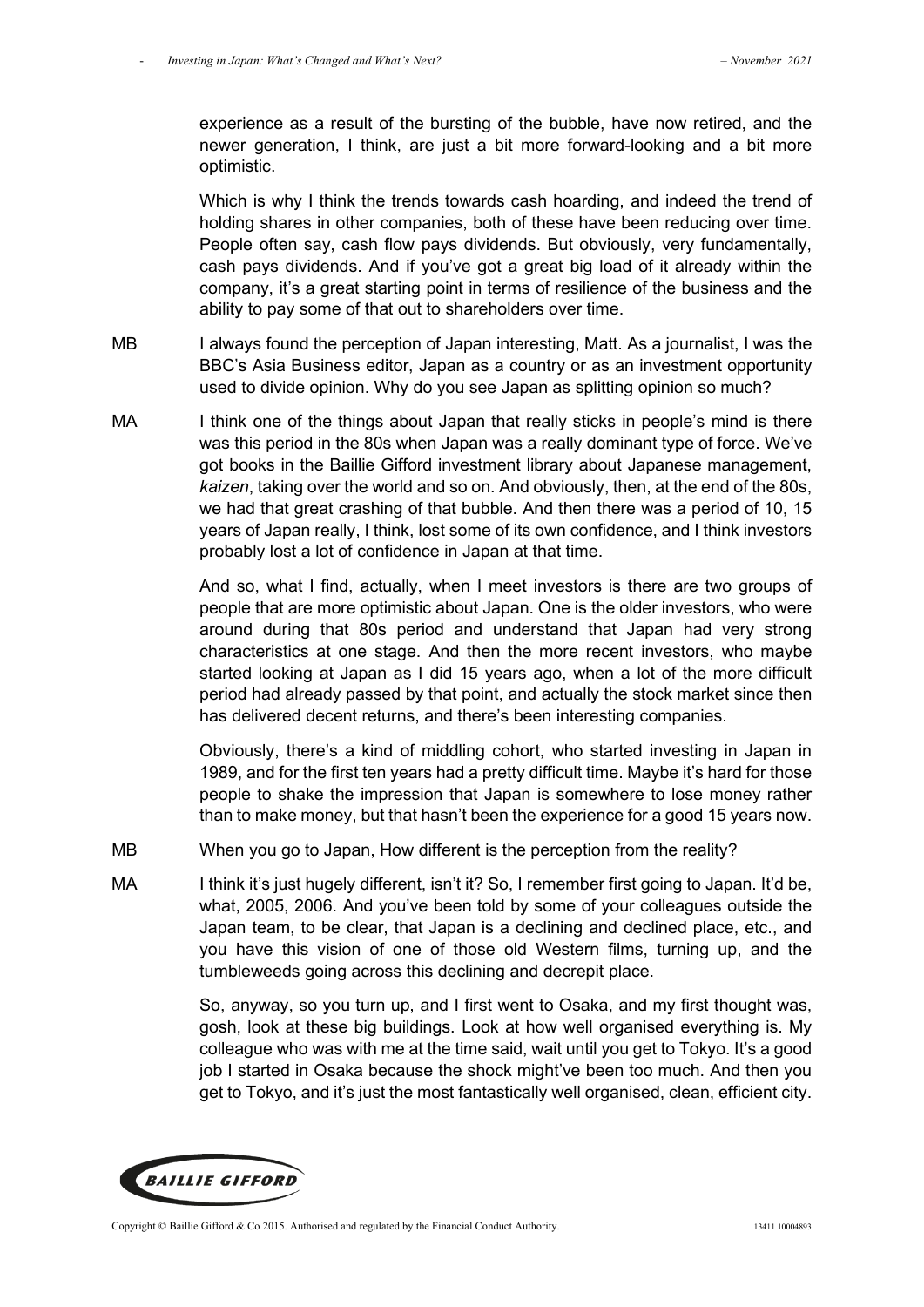experience as a result of the bursting of the bubble, have now retired, and the newer generation, I think, are just a bit more forward-looking and a bit more optimistic.

Which is why I think the trends towards cash hoarding, and indeed the trend of holding shares in other companies, both of these have been reducing over time. People often say, cash flow pays dividends. But obviously, very fundamentally, cash pays dividends. And if you've got a great big load of it already within the company, it's a great starting point in terms of resilience of the business and the ability to pay some of that out to shareholders over time.

MB I always found the perception of Japan interesting, Matt. As a journalist, I was the BBC's Asia Business editor, Japan as a country or as an investment opportunity used to divide opinion. Why do you see Japan as splitting opinion so much?

MA I think one of the things about Japan that really sticks in people's mind is there was this period in the 80s when Japan was a really dominant type of force. We've got books in the Baillie Gifford investment library about Japanese management, *kaizen*, taking over the world and so on. And obviously, then, at the end of the 80s, we had that great crashing of that bubble. And then there was a period of 10, 15 years of Japan really, I think, lost some of its own confidence, and I think investors probably lost a lot of confidence in Japan at that time.

And so, what I find, actually, when I meet investors is there are two groups of people that are more optimistic about Japan. One is the older investors, who were around during that 80s period and understand that Japan had very strong characteristics at one stage. And then the more recent investors, who maybe started looking at Japan as I did 15 years ago, when a lot of the more difficult period had already passed by that point, and actually the stock market since then has delivered decent returns, and there's been interesting companies.

Obviously, there's a kind of middling cohort, who started investing in Japan in 1989, and for the first ten years had a pretty difficult time. Maybe it's hard for those people to shake the impression that Japan is somewhere to lose money rather than to make money, but that hasn't been the experience for a good 15 years now.

MB When you go to Japan, How different is the perception from the reality?

MA I think it's just hugely different, isn't it? So, I remember first going to Japan. It'd be, what, 2005, 2006. And you've been told by some of your colleagues outside the Japan team, to be clear, that Japan is a declining and declined place, etc., and you have this vision of one of those old Western films, turning up, and the tumbleweeds going across this declining and decrepit place.

So, anyway, so you turn up, and I first went to Osaka, and my first thought was, gosh, look at these big buildings. Look at how well organised everything is. My colleague who was with me at the time said, wait until you get to Tokyo. It's a good job I started in Osaka because the shock might've been too much. And then you get to Tokyo, and it's just the most fantastically well organised, clean, efficient city.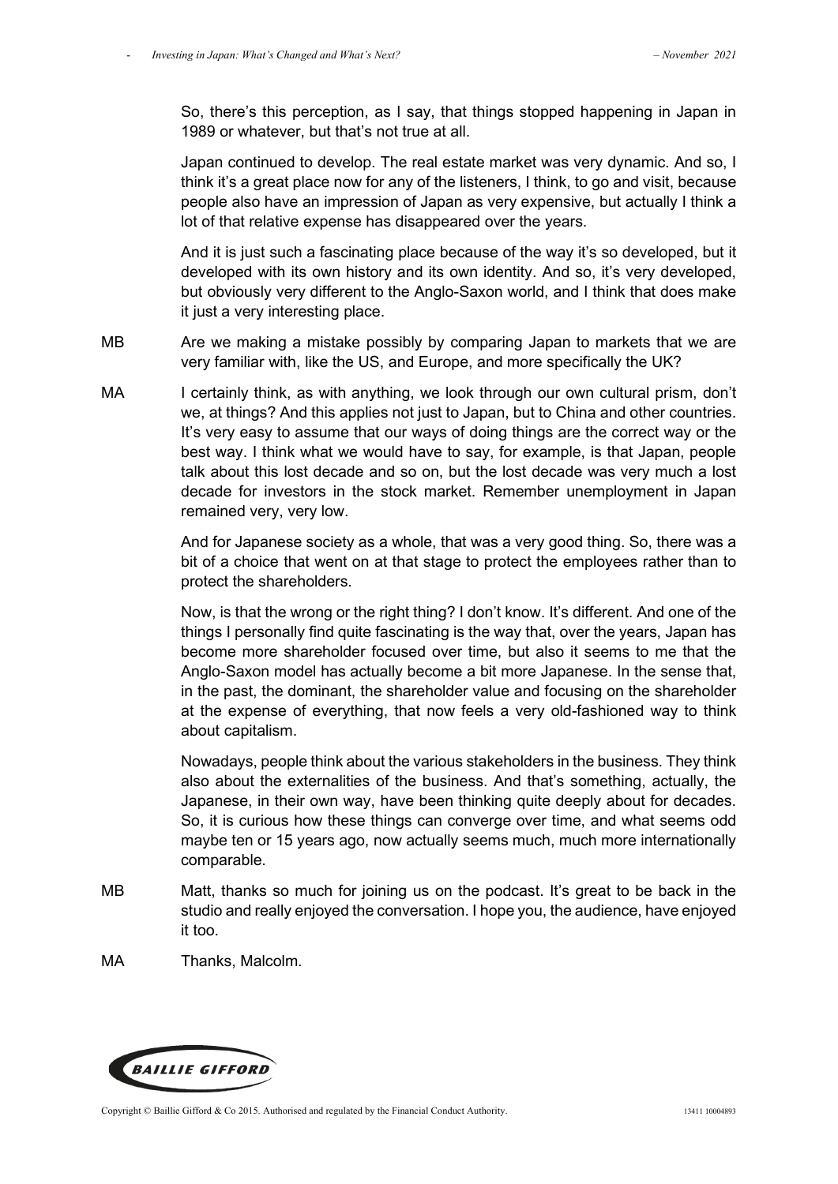So, there's this perception, as I say, that things stopped happening in Japan in 1989 or whatever, but that's not true at all.

Japan continued to develop. The real estate market was very dynamic. And so, I think it's a great place now for any of the listeners, I think, to go and visit, because people also have an impression of Japan as very expensive, but actually I think a lot of that relative expense has disappeared over the years.

And it is just such a fascinating place because of the way it's so developed, but it developed with its own history and its own identity. And so, it's very developed, but obviously very different to the Anglo-Saxon world, and I think that does make it just a very interesting place.

MB Are we making a mistake possibly by comparing Japan to markets that we are very familiar with, like the US, and Europe, and more specifically the UK?

MA I certainly think, as with anything, we look through our own cultural prism, don't we, at things? And this applies not just to Japan, but to China and other countries. It's very easy to assume that our ways of doing things are the correct way or the best way. I think what we would have to say, for example, is that Japan, people talk about this lost decade and so on, but the lost decade was very much a lost decade for investors in the stock market. Remember unemployment in Japan remained very, very low.

And for Japanese society as a whole, that was a very good thing. So, there was a bit of a choice that went on at that stage to protect the employees rather than to protect the shareholders.

Now, is that the wrong or the right thing? I don't know. It's different. And one of the things I personally find quite fascinating is the way that, over the years, Japan has become more shareholder focused over time, but also it seems to me that the Anglo-Saxon model has actually become a bit more Japanese. In the sense that, in the past, the dominant, the shareholder value and focusing on the shareholder at the expense of everything, that now feels a very old-fashioned way to think about capitalism.

Nowadays, people think about the various stakeholders in the business. They think also about the externalities of the business. And that's something, actually, the Japanese, in their own way, have been thinking quite deeply about for decades. So, it is curious how these things can converge over time, and what seems odd maybe ten or 15 years ago, now actually seems much, much more internationally comparable.

MB Matt, thanks so much for joining us on the podcast. It's great to be back in the studio and really enjoyed the conversation. I hope you, the audience, have enjoyed it too.

MA Thanks, Malcolm.

BAILLIE GIFFORD

Copyright © Baillie Gifford & Co 2015. Authorised and regulated by the Financial Conduct Authority. 13411 10004893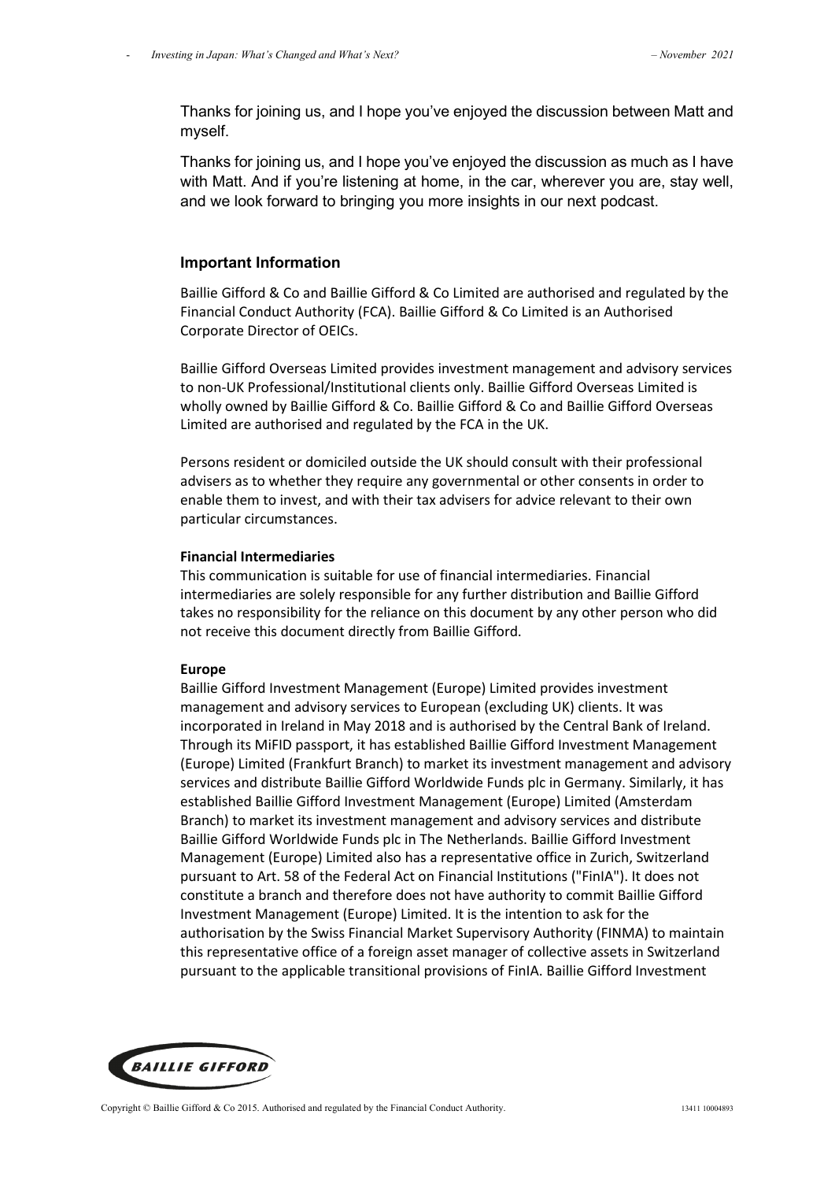Thanks for joining us, and I hope you've enjoyed the discussion between Matt and myself.

Thanks for joining us, and I hope you've enjoyed the discussion as much as I have with Matt. And if you're listening at home, in the car, wherever you are, stay well, and we look forward to bringing you more insights in our next podcast.

## Important Information

Baillie Gifford & Co and Baillie Gifford & Co Limited are authorised and regulated by the Financial Conduct Authority (FCA). Baillie Gifford & Co Limited is an Authorised Corporate Director of OEICs.

Baillie Gifford Overseas Limited provides investment management and advisory services to non-UK Professional/Institutional clients only. Baillie Gifford Overseas Limited is wholly owned by Baillie Gifford & Co. Baillie Gifford & Co and Baillie Gifford Overseas Limited are authorised and regulated by the FCA in the UK.

Persons resident or domiciled outside the UK should consult with their professional advisers as to whether they require any governmental or other consents in order to enable them to invest, and with their tax advisers for advice relevant to their own particular circumstances.

**Financial Intermediaries**
This communication is suitable for use of financial intermediaries. Financial intermediaries are solely responsible for any further distribution and Baillie Gifford takes no responsibility for the reliance on this document by any other person who did not receive this document directly from Baillie Gifford.

**Europe**
Baillie Gifford Investment Management (Europe) Limited provides investment management and advisory services to European (excluding UK) clients. It was incorporated in Ireland in May 2018 and is authorised by the Central Bank of Ireland. Through its MiFID passport, it has established Baillie Gifford Investment Management (Europe) Limited (Frankfurt Branch) to market its investment management and advisory services and distribute Baillie Gifford Worldwide Funds plc in Germany. Similarly, it has established Baillie Gifford Investment Management (Europe) Limited (Amsterdam Branch) to market its investment management and advisory services and distribute Baillie Gifford Worldwide Funds plc in The Netherlands. Baillie Gifford Investment Management (Europe) Limited also has a representative office in Zurich, Switzerland pursuant to Art. 58 of the Federal Act on Financial Institutions ("FinIA"). It does not constitute a branch and therefore does not have authority to commit Baillie Gifford Investment Management (Europe) Limited. It is the intention to ask for the authorisation by the Swiss Financial Market Supervisory Authority (FINMA) to maintain this representative office of a foreign asset manager of collective assets in Switzerland pursuant to the applicable transitional provisions of FinIA. Baillie Gifford Investment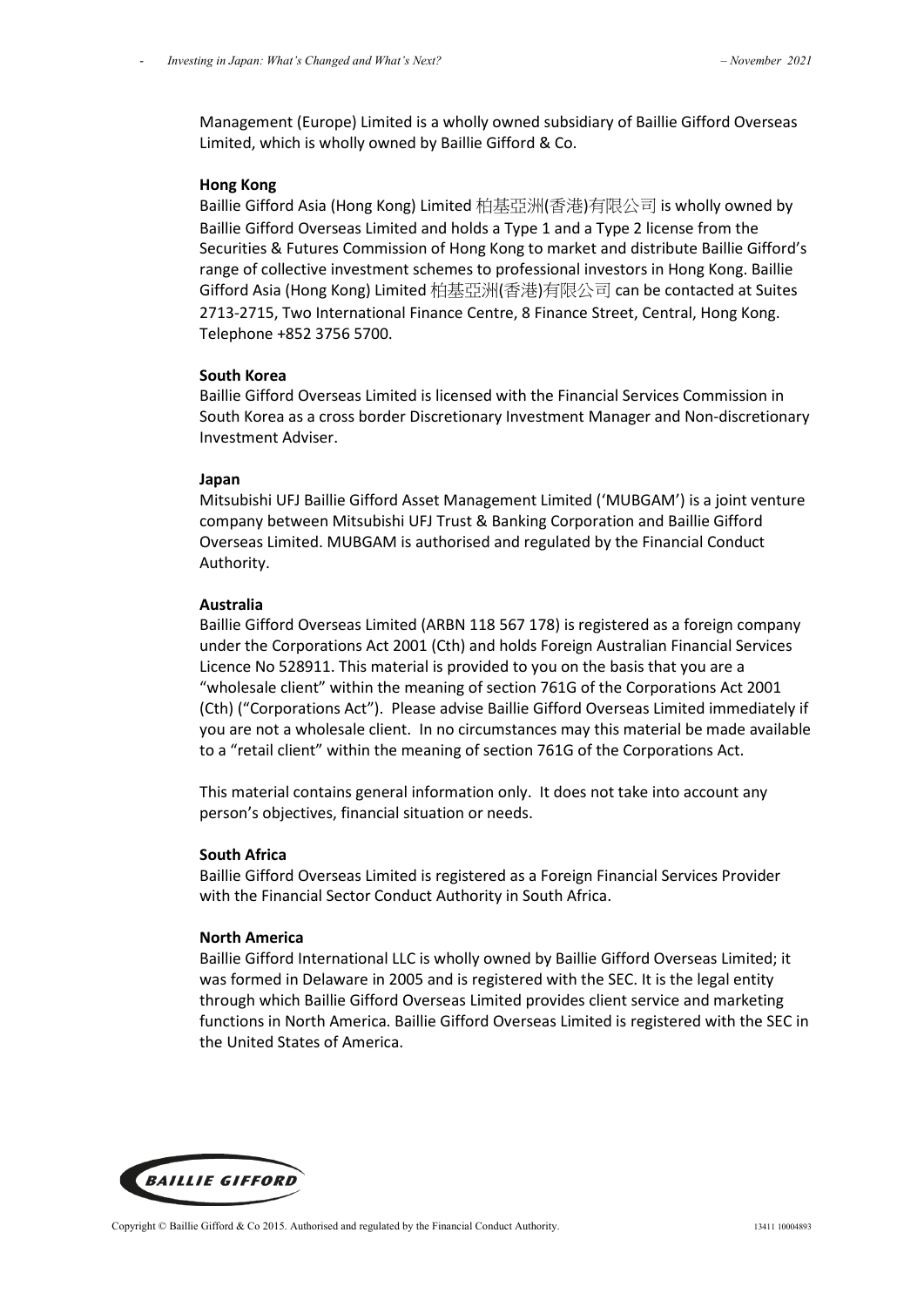Management (Europe) Limited is a wholly owned subsidiary of Baillie Gifford Overseas Limited, which is wholly owned by Baillie Gifford & Co.

**Hong Kong**

Baillie Gifford Asia (Hong Kong) Limited 柏基亞洲(香港)有限公司 is wholly owned by Baillie Gifford Overseas Limited and holds a Type 1 and a Type 2 license from the Securities & Futures Commission of Hong Kong to market and distribute Baillie Gifford's range of collective investment schemes to professional investors in Hong Kong. Baillie Gifford Asia (Hong Kong) Limited 柏基亞洲(香港)有限公司 can be contacted at Suites 2713-2715, Two International Finance Centre, 8 Finance Street, Central, Hong Kong. Telephone +852 3756 5700.

**South Korea**

Baillie Gifford Overseas Limited is licensed with the Financial Services Commission in South Korea as a cross border Discretionary Investment Manager and Non-discretionary Investment Adviser.

**Japan**

Mitsubishi UFJ Baillie Gifford Asset Management Limited ('MUBGAM') is a joint venture company between Mitsubishi UFJ Trust & Banking Corporation and Baillie Gifford Overseas Limited. MUBGAM is authorised and regulated by the Financial Conduct Authority.

**Australia**

Baillie Gifford Overseas Limited (ARBN 118 567 178) is registered as a foreign company under the Corporations Act 2001 (Cth) and holds Foreign Australian Financial Services Licence No 528911. This material is provided to you on the basis that you are a "wholesale client" within the meaning of section 761G of the Corporations Act 2001 (Cth) ("Corporations Act"). Please advise Baillie Gifford Overseas Limited immediately if you are not a wholesale client. In no circumstances may this material be made available to a "retail client" within the meaning of section 761G of the Corporations Act.

This material contains general information only. It does not take into account any person's objectives, financial situation or needs.

**South Africa**

Baillie Gifford Overseas Limited is registered as a Foreign Financial Services Provider with the Financial Sector Conduct Authority in South Africa.

**North America**

Baillie Gifford International LLC is wholly owned by Baillie Gifford Overseas Limited; it was formed in Delaware in 2005 and is registered with the SEC. It is the legal entity through which Baillie Gifford Overseas Limited provides client service and marketing functions in North America. Baillie Gifford Overseas Limited is registered with the SEC in the United States of America.

Copyright © Baillie Gifford & Co 2015. Authorised and regulated by the Financial Conduct Authority. 13411 10004893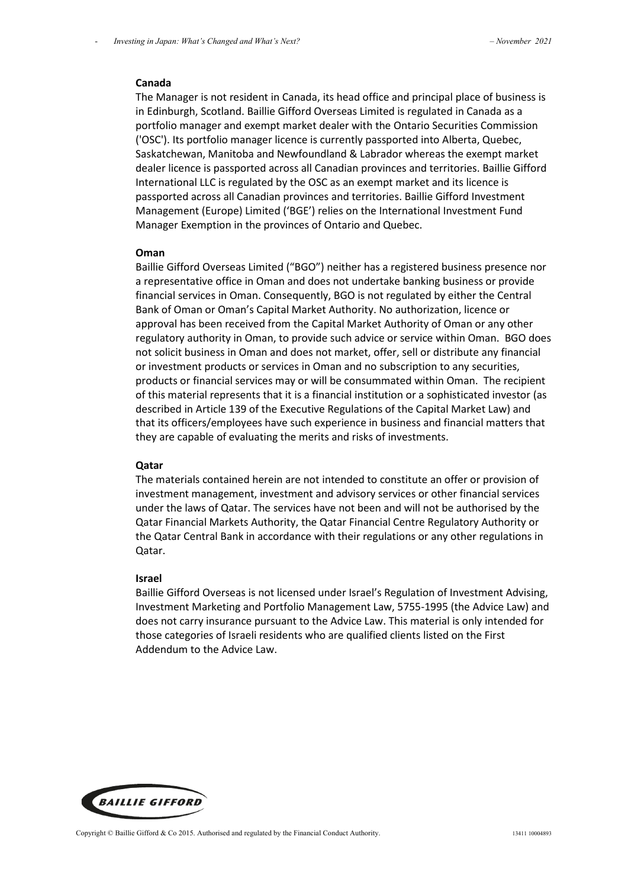**Canada**

The Manager is not resident in Canada, its head office and principal place of business is in Edinburgh, Scotland. Baillie Gifford Overseas Limited is regulated in Canada as a portfolio manager and exempt market dealer with the Ontario Securities Commission ('OSC'). Its portfolio manager licence is currently passported into Alberta, Quebec, Saskatchewan, Manitoba and Newfoundland & Labrador whereas the exempt market dealer licence is passported across all Canadian provinces and territories. Baillie Gifford International LLC is regulated by the OSC as an exempt market and its licence is passported across all Canadian provinces and territories. Baillie Gifford Investment Management (Europe) Limited ('BGE') relies on the International Investment Fund Manager Exemption in the provinces of Ontario and Quebec.

**Oman**

Baillie Gifford Overseas Limited ("BGO") neither has a registered business presence nor a representative office in Oman and does not undertake banking business or provide financial services in Oman. Consequently, BGO is not regulated by either the Central Bank of Oman or Oman's Capital Market Authority. No authorization, licence or approval has been received from the Capital Market Authority of Oman or any other regulatory authority in Oman, to provide such advice or service within Oman. BGO does not solicit business in Oman and does not market, offer, sell or distribute any financial or investment products or services in Oman and no subscription to any securities, products or financial services may or will be consummated within Oman. The recipient of this material represents that it is a financial institution or a sophisticated investor (as described in Article 139 of the Executive Regulations of the Capital Market Law) and that its officers/employees have such experience in business and financial matters that they are capable of evaluating the merits and risks of investments.

**Qatar**

The materials contained herein are not intended to constitute an offer or provision of investment management, investment and advisory services or other financial services under the laws of Qatar. The services have not been and will not be authorised by the Qatar Financial Markets Authority, the Qatar Financial Centre Regulatory Authority or the Qatar Central Bank in accordance with their regulations or any other regulations in Qatar.

**Israel**

Baillie Gifford Overseas is not licensed under Israel's Regulation of Investment Advising, Investment Marketing and Portfolio Management Law, 5755-1995 (the Advice Law) and does not carry insurance pursuant to the Advice Law. This material is only intended for those categories of Israeli residents who are qualified clients listed on the First Addendum to the Advice Law.